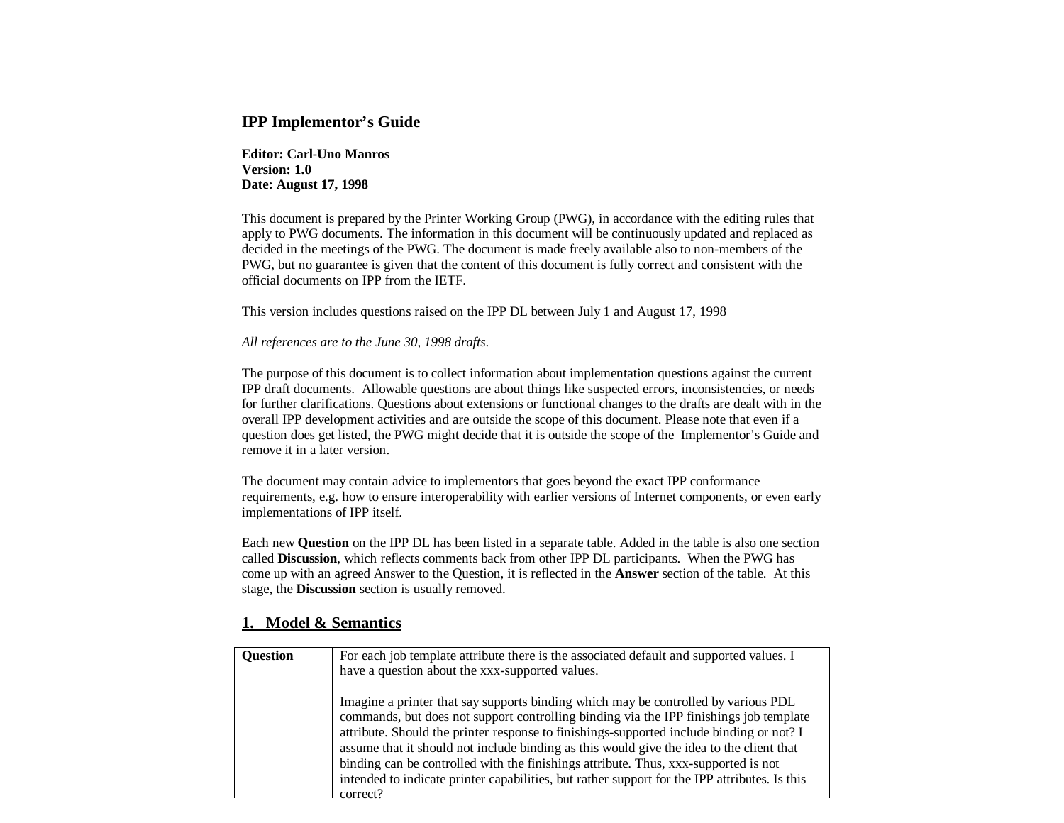# IPP Implementor's Guide

**Editor: Carl-Uno Manros**
**Version: 1.0**
**Date: August 17, 1998**

This document is prepared by the Printer Working Group (PWG), in accordance with the editing rules that apply to PWG documents. The information in this document will be continuously updated and replaced as decided in the meetings of the PWG. The document is made freely available also to non-members of the PWG, but no guarantee is given that the content of this document is fully correct and consistent with the official documents on IPP from the IETF.

This version includes questions raised on the IPP DL between July 1 and August 17, 1998

*All references are to the June 30, 1998 drafts.*

The purpose of this document is to collect information about implementation questions against the current IPP draft documents. Allowable questions are about things like suspected errors, inconsistencies, or needs for further clarifications. Questions about extensions or functional changes to the drafts are dealt with in the overall IPP development activities and are outside the scope of this document. Please note that even if a question does get listed, the PWG might decide that it is outside the scope of the Implementor's Guide and remove it in a later version.

The document may contain advice to implementors that goes beyond the exact IPP conformance requirements, e.g. how to ensure interoperability with earlier versions of Internet components, or even early implementations of IPP itself.

Each new **Question** on the IPP DL has been listed in a separate table. Added in the table is also one section called **Discussion**, which reflects comments back from other IPP DL participants. When the PWG has come up with an agreed Answer to the Question, it is reflected in the **Answer** section of the table. At this stage, the **Discussion** section is usually removed.

## 1. Model & Semantics

| | |
|---|---|
| **Question** | For each job template attribute there is the associated default and supported values. I have a question about the xxx-supported values.<br><br>Imagine a printer that say supports binding which may be controlled by various PDL commands, but does not support controlling binding via the IPP finishings job template attribute. Should the printer response to finishings-supported include binding or not? I assume that it should not include binding as this would give the idea to the client that binding can be controlled with the finishings attribute. Thus, xxx-supported is not intended to indicate printer capabilities, but rather support for the IPP attributes. Is this correct? |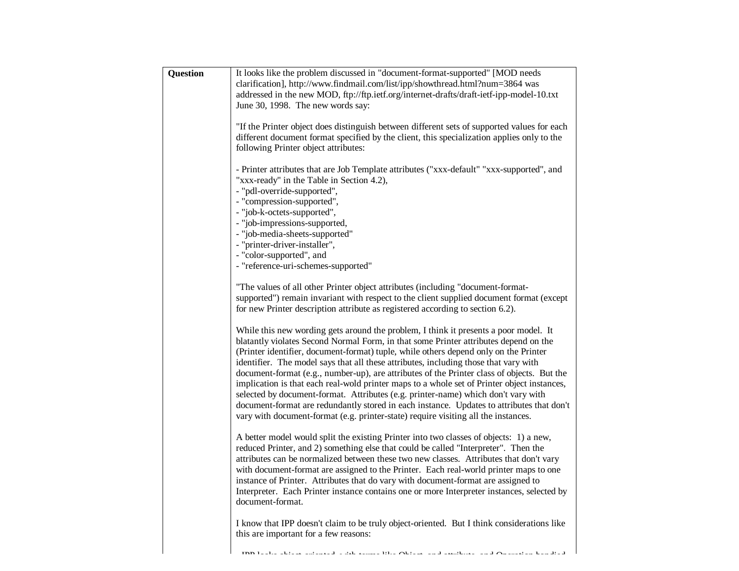| Question | It looks like the problem discussed in "document-format-supported" [MOD needs clarification], http://www.findmail.com/list/ipp/showthread.html?num=3864 was addressed in the new MOD, ftp://ftp.ietf.org/internet-drafts/draft-ietf-ipp-model-10.txt June 30, 1998. The new words say:<br><br>"If the Printer object does distinguish between different sets of supported values for each different document format specified by the client, this specialization applies only to the following Printer object attributes:<br><br>- Printer attributes that are Job Template attributes ("xxx-default" "xxx-supported", and "xxx-ready" in the Table in Section 4.2),<br>- "pdl-override-supported",<br>- "compression-supported",<br>- "job-k-octets-supported",<br>- "job-impressions-supported,<br>- "job-media-sheets-supported"<br>- "printer-driver-installer",<br>- "color-supported", and<br>- "reference-uri-schemes-supported"<br><br>"The values of all other Printer object attributes (including "document-format-supported") remain invariant with respect to the client supplied document format (except for new Printer description attribute as registered according to section 6.2).<br><br>While this new wording gets around the problem, I think it presents a poor model. It blatantly violates Second Normal Form, in that some Printer attributes depend on the (Printer identifier, document-format) tuple, while others depend only on the Printer identifier. The model says that all these attributes, including those that vary with document-format (e.g., number-up), are attributes of the Printer class of objects. But the implication is that each real-wold printer maps to a whole set of Printer object instances, selected by document-format. Attributes (e.g. printer-name) which don't vary with document-format are redundantly stored in each instance. Updates to attributes that don't vary with document-format (e.g. printer-state) require visiting all the instances.<br><br>A better model would split the existing Printer into two classes of objects: 1) a new, reduced Printer, and 2) something else that could be called "Interpreter". Then the attributes can be normalized between these two new classes. Attributes that don't vary with document-format are assigned to the Printer. Each real-world printer maps to one instance of Printer. Attributes that do vary with document-format are assigned to Interpreter. Each Printer instance contains one or more Interpreter instances, selected by document-format.<br><br>I know that IPP doesn't claim to be truly object-oriented. But I think considerations like this are important for a few reasons: |
|---|---|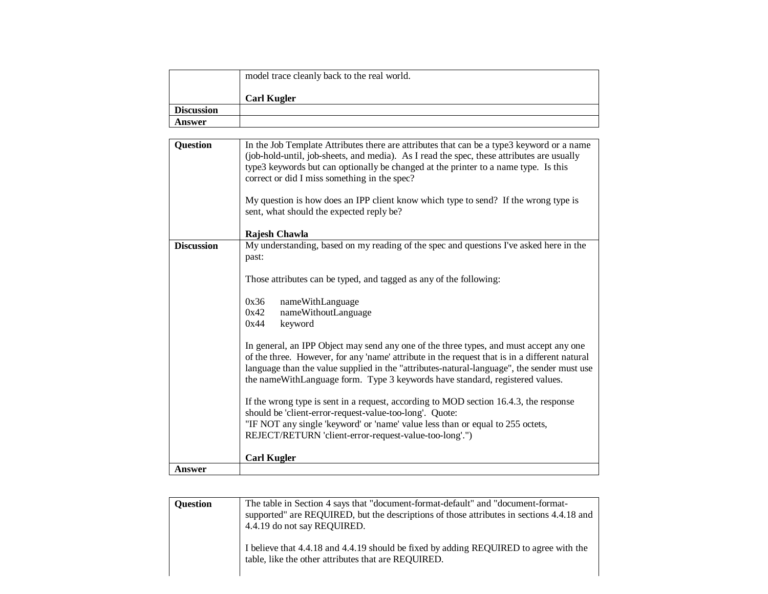|  |  |
|---|---|
|  | model trace cleanly back to the real world.<br><br>**Carl Kugler** |
| **Discussion** |  |
| **Answer** |  |

| **Question** | In the Job Template Attributes there are attributes that can be a type3 keyword or a name (job-hold-until, job-sheets, and media). As I read the spec, these attributes are usually type3 keywords but can optionally be changed at the printer to a name type. Is this correct or did I miss something in the spec?<br><br>My question is how does an IPP client know which type to send? If the wrong type is sent, what should the expected reply be?<br><br>**Rajesh Chawla** |
|---|---|
| **Discussion** | My understanding, based on my reading of the spec and questions I've asked here in the past:<br><br>Those attributes can be typed, and tagged as any of the following:<br><br>0x36 nameWithLanguage<br>0x42 nameWithoutLanguage<br>0x44 keyword<br><br>In general, an IPP Object may send any one of the three types, and must accept any one of the three. However, for any 'name' attribute in the request that is in a different natural language than the value supplied in the "attributes-natural-language", the sender must use the nameWithLanguage form. Type 3 keywords have standard, registered values.<br><br>If the wrong type is sent in a request, according to MOD section 16.4.3, the response should be 'client-error-request-value-too-long'. Quote:<br>"IF NOT any single 'keyword' or 'name' value less than or equal to 255 octets, REJECT/RETURN 'client-error-request-value-too-long'.")<br><br>**Carl Kugler** |
| **Answer** |  |

| **Question** | The table in Section 4 says that "document-format-default" and "document-format-supported" are REQUIRED, but the descriptions of those attributes in sections 4.4.18 and 4.4.19 do not say REQUIRED.<br><br>I believe that 4.4.18 and 4.4.19 should be fixed by adding REQUIRED to agree with the table, like the other attributes that are REQUIRED. |
|---|---|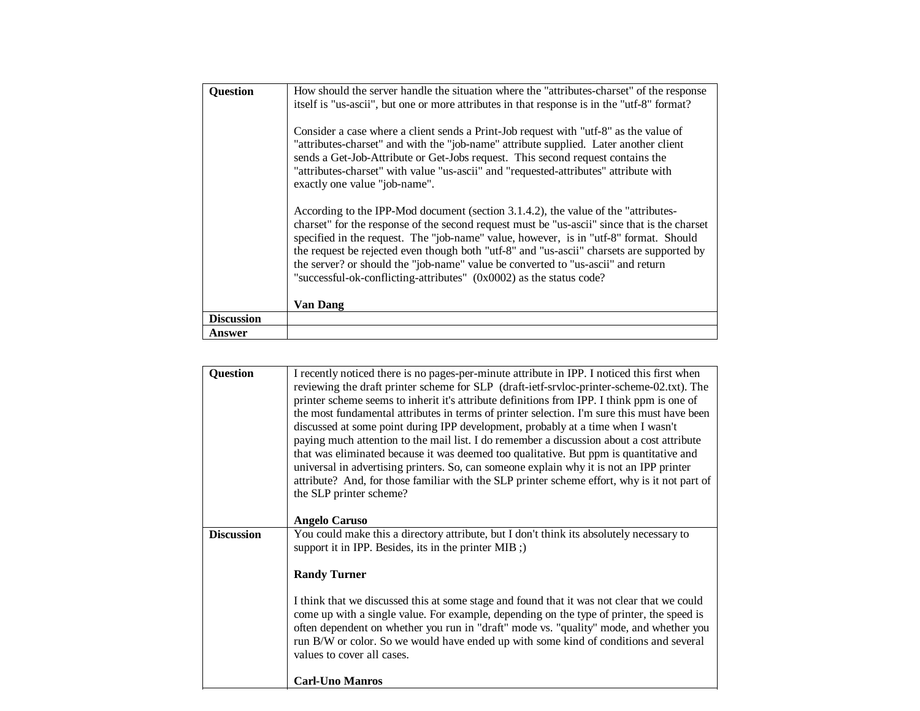| | |
|---|---|
| **Question** | How should the server handle the situation where the "attributes-charset" of the response itself is "us-ascii", but one or more attributes in that response is in the "utf-8" format?<br><br>Consider a case where a client sends a Print-Job request with "utf-8" as the value of "attributes-charset" and with the "job-name" attribute supplied. Later another client sends a Get-Job-Attribute or Get-Jobs request. This second request contains the "attributes-charset" with value "us-ascii" and "requested-attributes" attribute with exactly one value "job-name".<br><br>According to the IPP-Mod document (section 3.1.4.2), the value of the "attributes-charset" for the response of the second request must be "us-ascii" since that is the charset specified in the request. The "job-name" value, however, is in "utf-8" format. Should the request be rejected even though both "utf-8" and "us-ascii" charsets are supported by the server? or should the "job-name" value be converted to "us-ascii" and return "successful-ok-conflicting-attributes" (0x0002) as the status code?<br><br>**Van Dang** |
| **Discussion** | |
| **Answer** | |

| | |
|---|---|
| **Question** | I recently noticed there is no pages-per-minute attribute in IPP. I noticed this first when reviewing the draft printer scheme for SLP (draft-ietf-srvloc-printer-scheme-02.txt). The printer scheme seems to inherit it's attribute definitions from IPP. I think ppm is one of the most fundamental attributes in terms of printer selection. I'm sure this must have been discussed at some point during IPP development, probably at a time when I wasn't paying much attention to the mail list. I do remember a discussion about a cost attribute that was eliminated because it was deemed too qualitative. But ppm is quantitative and universal in advertising printers. So, can someone explain why it is not an IPP printer attribute? And, for those familiar with the SLP printer scheme effort, why is it not part of the SLP printer scheme?<br><br>**Angelo Caruso** |
| **Discussion** | You could make this a directory attribute, but I don't think its absolutely necessary to support it in IPP. Besides, its in the printer MIB ;)<br><br>**Randy Turner**<br><br>I think that we discussed this at some stage and found that it was not clear that we could come up with a single value. For example, depending on the type of printer, the speed is often dependent on whether you run in "draft" mode vs. "quality" mode, and whether you run B/W or color. So we would have ended up with some kind of conditions and several values to cover all cases.<br><br>**Carl-Uno Manros** |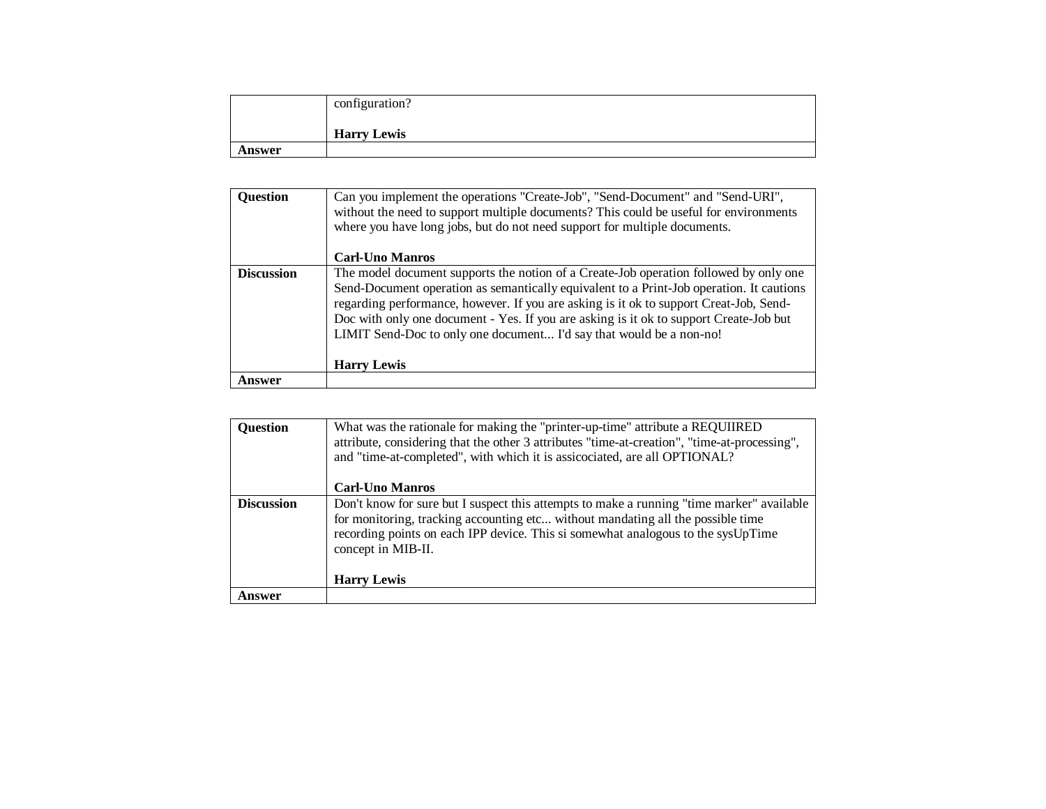| | |
|---|---|
| | configuration?<br><br>**Harry Lewis** |
| **Answer** | |

| | |
|---|---|
| **Question** | Can you implement the operations "Create-Job", "Send-Document" and "Send-URI", without the need to support multiple documents? This could be useful for environments where you have long jobs, but do not need support for multiple documents.<br><br>**Carl-Uno Manros** |
| **Discussion** | The model document supports the notion of a Create-Job operation followed by only one Send-Document operation as semantically equivalent to a Print-Job operation. It cautions regarding performance, however. If you are asking is it ok to support Creat-Job, Send-Doc with only one document - Yes. If you are asking is it ok to support Create-Job but LIMIT Send-Doc to only one document... I'd say that would be a non-no!<br><br>**Harry Lewis** |
| **Answer** | |

| | |
|---|---|
| **Question** | What was the rationale for making the "printer-up-time" attribute a REQUIIRED attribute, considering that the other 3 attributes "time-at-creation", "time-at-processing", and "time-at-completed", with which it is assicociated, are all OPTIONAL?<br><br>**Carl-Uno Manros** |
| **Discussion** | Don't know for sure but I suspect this attempts to make a running "time marker" available for monitoring, tracking accounting etc... without mandating all the possible time recording points on each IPP device. This si somewhat analogous to the sysUpTime concept in MIB-II.<br><br>**Harry Lewis** |
| **Answer** | |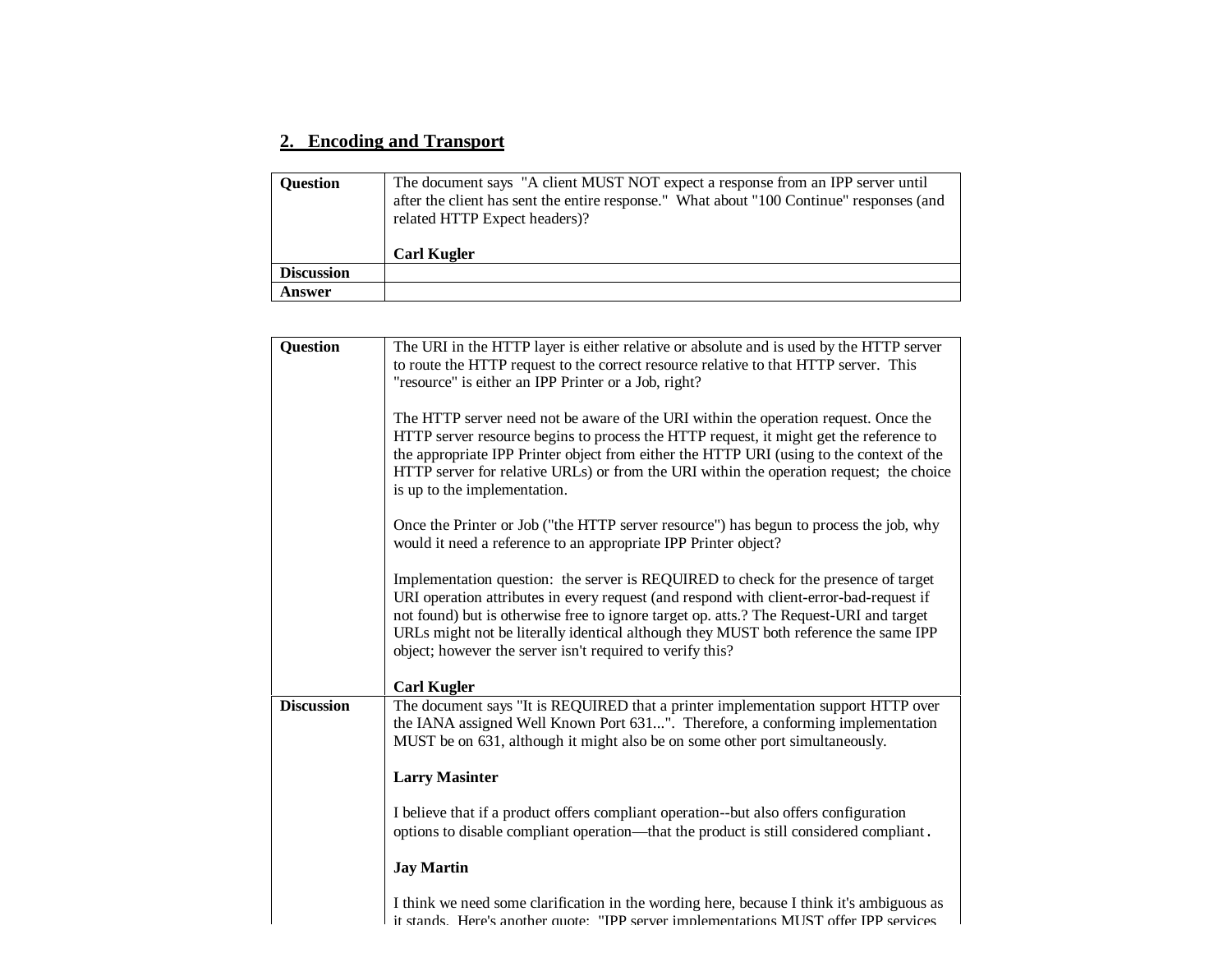## 2. Encoding and Transport

| | |
|---|---|
| **Question** | The document says "A client MUST NOT expect a response from an IPP server until after the client has sent the entire response." What about "100 Continue" responses (and related HTTP Expect headers)?<br><br>**Carl Kugler** |
| **Discussion** | |
| **Answer** | |

| | |
|---|---|
| **Question** | The URI in the HTTP layer is either relative or absolute and is used by the HTTP server to route the HTTP request to the correct resource relative to that HTTP server. This "resource" is either an IPP Printer or a Job, right?<br><br>The HTTP server need not be aware of the URI within the operation request. Once the HTTP server resource begins to process the HTTP request, it might get the reference to the appropriate IPP Printer object from either the HTTP URI (using to the context of the HTTP server for relative URLs) or from the URI within the operation request; the choice is up to the implementation.<br><br>Once the Printer or Job ("the HTTP server resource") has begun to process the job, why would it need a reference to an appropriate IPP Printer object?<br><br>Implementation question: the server is REQUIRED to check for the presence of target URI operation attributes in every request (and respond with client-error-bad-request if not found) but is otherwise free to ignore target op. atts.? The Request-URI and target URLs might not be literally identical although they MUST both reference the same IPP object; however the server isn't required to verify this?<br><br>**Carl Kugler** |
| **Discussion** | The document says "It is REQUIRED that a printer implementation support HTTP over the IANA assigned Well Known Port 631...". Therefore, a conforming implementation MUST be on 631, although it might also be on some other port simultaneously.<br><br>**Larry Masinter**<br><br>I believe that if a product offers compliant operation--but also offers configuration options to disable compliant operation—that the product is still considered compliant.<br><br>**Jay Martin**<br><br>I think we need some clarification in the wording here, because I think it's ambiguous as it stands. Here's another quote: "IPP server implementations MUST offer IPP services |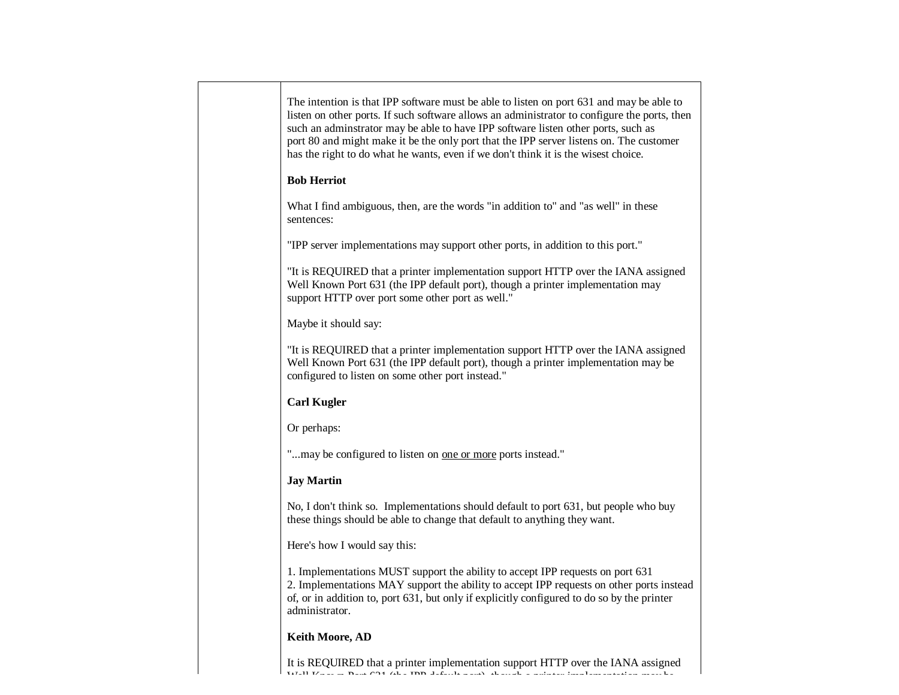The intention is that IPP software must be able to listen on port 631 and may be able to listen on other ports. If such software allows an administrator to configure the ports, then such an adminstrator may be able to have IPP software listen other ports, such as port 80 and might make it be the only port that the IPP server listens on. The customer has the right to do what he wants, even if we don't think it is the wisest choice.

**Bob Herriot**

What I find ambiguous, then, are the words "in addition to" and "as well" in these sentences:

"IPP server implementations may support other ports, in addition to this port."

"It is REQUIRED that a printer implementation support HTTP over the IANA assigned Well Known Port 631 (the IPP default port), though a printer implementation may support HTTP over port some other port as well."

Maybe it should say:

"It is REQUIRED that a printer implementation support HTTP over the IANA assigned Well Known Port 631 (the IPP default port), though a printer implementation may be configured to listen on some other port instead."

**Carl Kugler**

Or perhaps:

"...may be configured to listen on <u>one or more</u> ports instead."

**Jay Martin**

No, I don't think so.  Implementations should default to port 631, but people who buy these things should be able to change that default to anything they want.

Here's how I would say this:

1. Implementations MUST support the ability to accept IPP requests on port 631
2. Implementations MAY support the ability to accept IPP requests on other ports instead of, or in addition to, port 631, but only if explicitly configured to do so by the printer administrator.

**Keith Moore, AD**

It is REQUIRED that a printer implementation support HTTP over the IANA assigned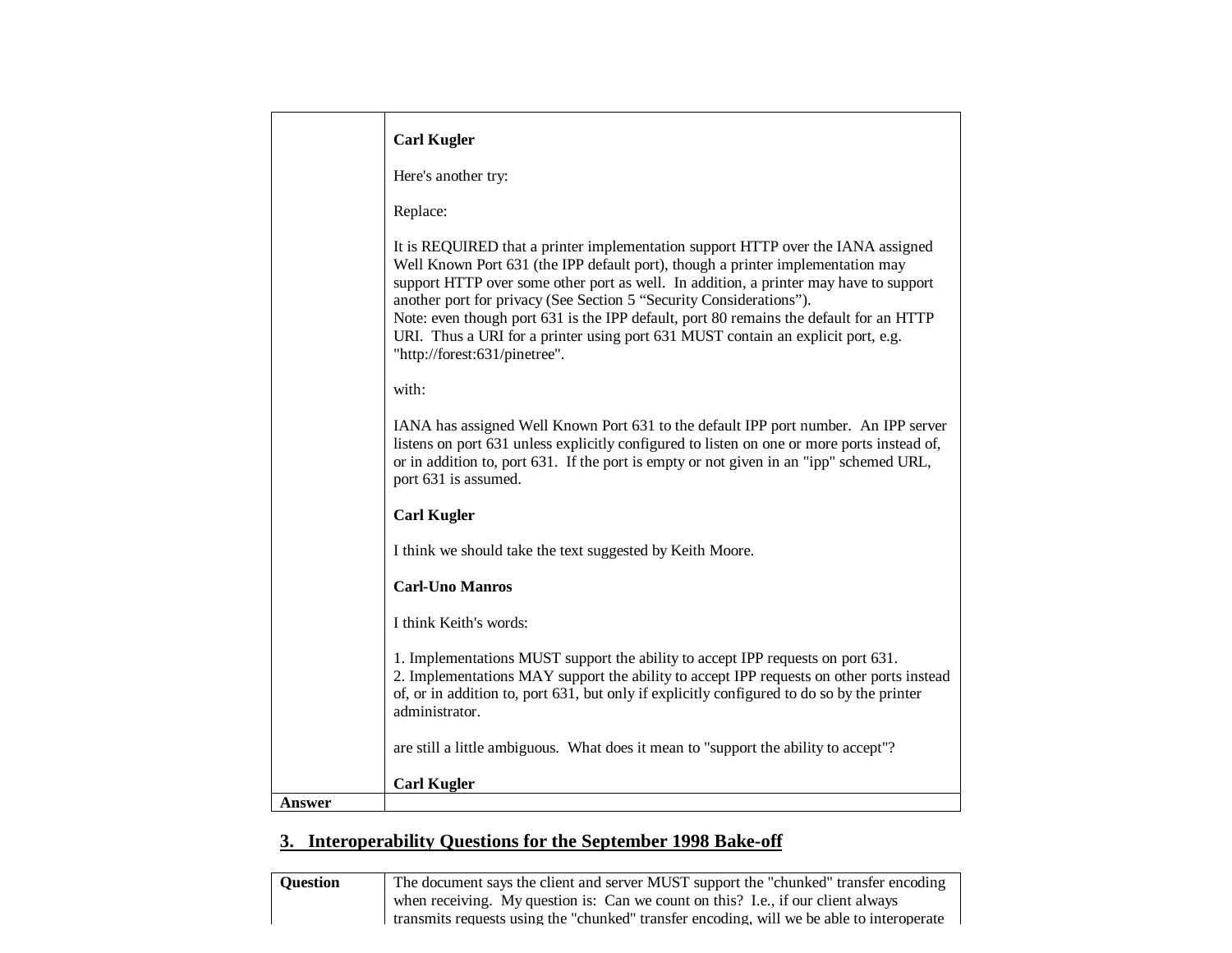| | |
|---|---|
| | **Carl Kugler**<br><br>Here's another try:<br><br>Replace:<br><br>It is REQUIRED that a printer implementation support HTTP over the IANA assigned Well Known Port 631 (the IPP default port), though a printer implementation may support HTTP over some other port as well. In addition, a printer may have to support another port for privacy (See Section 5 "Security Considerations").<br>Note: even though port 631 is the IPP default, port 80 remains the default for an HTTP URI. Thus a URI for a printer using port 631 MUST contain an explicit port, e.g. "http://forest:631/pinetree".<br><br>with:<br><br>IANA has assigned Well Known Port 631 to the default IPP port number. An IPP server listens on port 631 unless explicitly configured to listen on one or more ports instead of, or in addition to, port 631. If the port is empty or not given in an "ipp" schemed URL, port 631 is assumed.<br><br>**Carl Kugler**<br><br>I think we should take the text suggested by Keith Moore.<br><br>**Carl-Uno Manros**<br><br>I think Keith's words:<br><br>1. Implementations MUST support the ability to accept IPP requests on port 631.<br>2. Implementations MAY support the ability to accept IPP requests on other ports instead of, or in addition to, port 631, but only if explicitly configured to do so by the printer administrator.<br><br>are still a little ambiguous. What does it mean to "support the ability to accept"?<br><br>**Carl Kugler** |
| **Answer** | |

## 3. Interoperability Questions for the September 1998 Bake-off

| | |
|---|---|
| **Question** | The document says the client and server MUST support the "chunked" transfer encoding when receiving. My question is: Can we count on this? I.e., if our client always transmits requests using the "chunked" transfer encoding, will we be able to interoperate |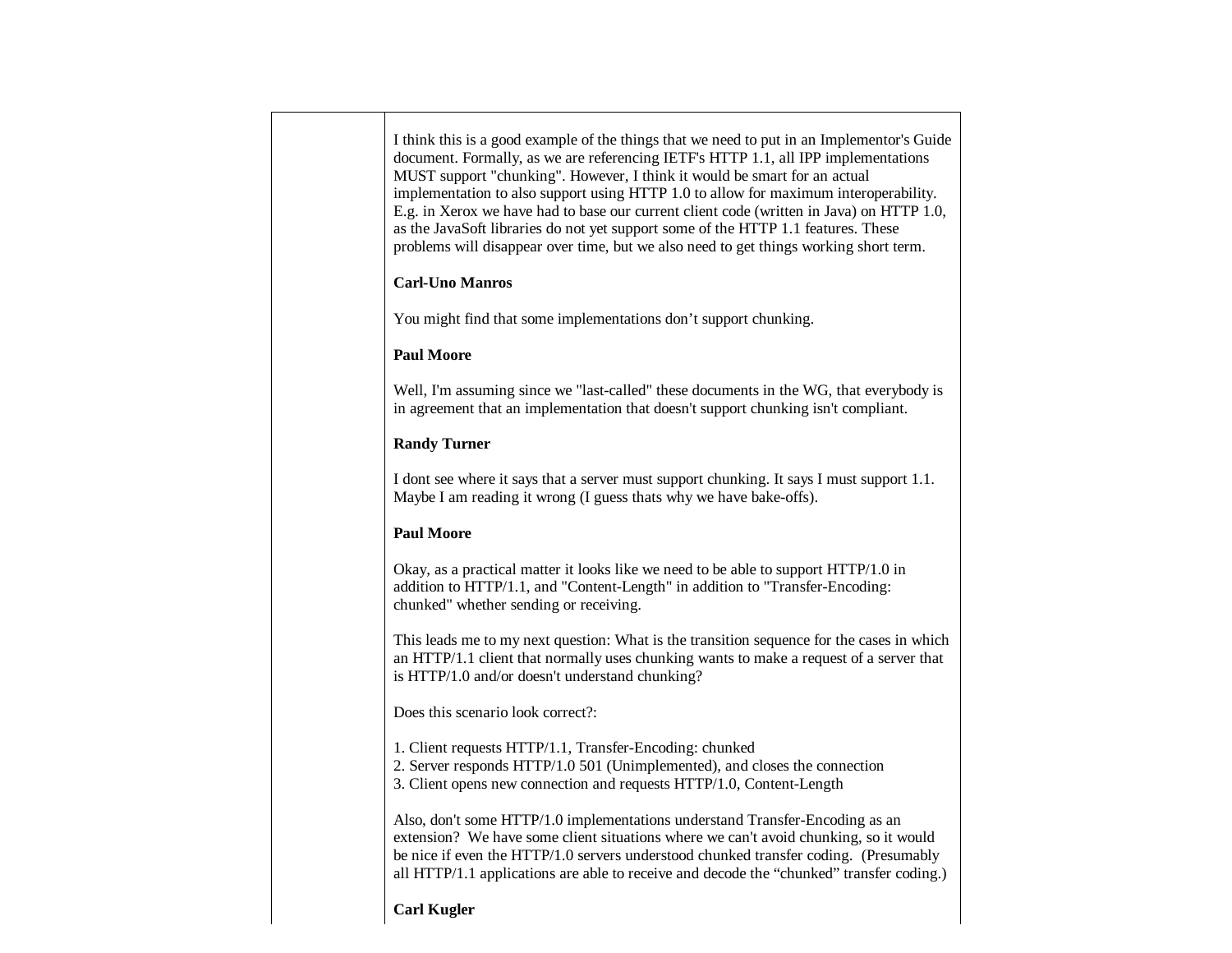| | |
|---|---|
| | I think this is a good example of the things that we need to put in an Implementor's Guide document. Formally, as we are referencing IETF's HTTP 1.1, all IPP implementations MUST support "chunking". However, I think it would be smart for an actual implementation to also support using HTTP 1.0 to allow for maximum interoperability. E.g. in Xerox we have had to base our current client code (written in Java) on HTTP 1.0, as the JavaSoft libraries do not yet support some of the HTTP 1.1 features. These problems will disappear over time, but we also need to get things working short term.<br><br>**Carl-Uno Manros**<br><br>You might find that some implementations don't support chunking.<br><br>**Paul Moore**<br><br>Well, I'm assuming since we "last-called" these documents in the WG, that everybody is in agreement that an implementation that doesn't support chunking isn't compliant.<br><br>**Randy Turner**<br><br>I dont see where it says that a server must support chunking. It says I must support 1.1. Maybe I am reading it wrong (I guess thats why we have bake-offs).<br><br>**Paul Moore**<br><br>Okay, as a practical matter it looks like we need to be able to support HTTP/1.0 in addition to HTTP/1.1, and "Content-Length" in addition to "Transfer-Encoding: chunked" whether sending or receiving.<br><br>This leads me to my next question: What is the transition sequence for the cases in which an HTTP/1.1 client that normally uses chunking wants to make a request of a server that is HTTP/1.0 and/or doesn't understand chunking?<br><br>Does this scenario look correct?:<br><br>1. Client requests HTTP/1.1, Transfer-Encoding: chunked<br>2. Server responds HTTP/1.0 501 (Unimplemented), and closes the connection<br>3. Client opens new connection and requests HTTP/1.0, Content-Length<br><br>Also, don't some HTTP/1.0 implementations understand Transfer-Encoding as an extension? We have some client situations where we can't avoid chunking, so it would be nice if even the HTTP/1.0 servers understood chunked transfer coding. (Presumably all HTTP/1.1 applications are able to receive and decode the "chunked" transfer coding.)<br><br>**Carl Kugler** |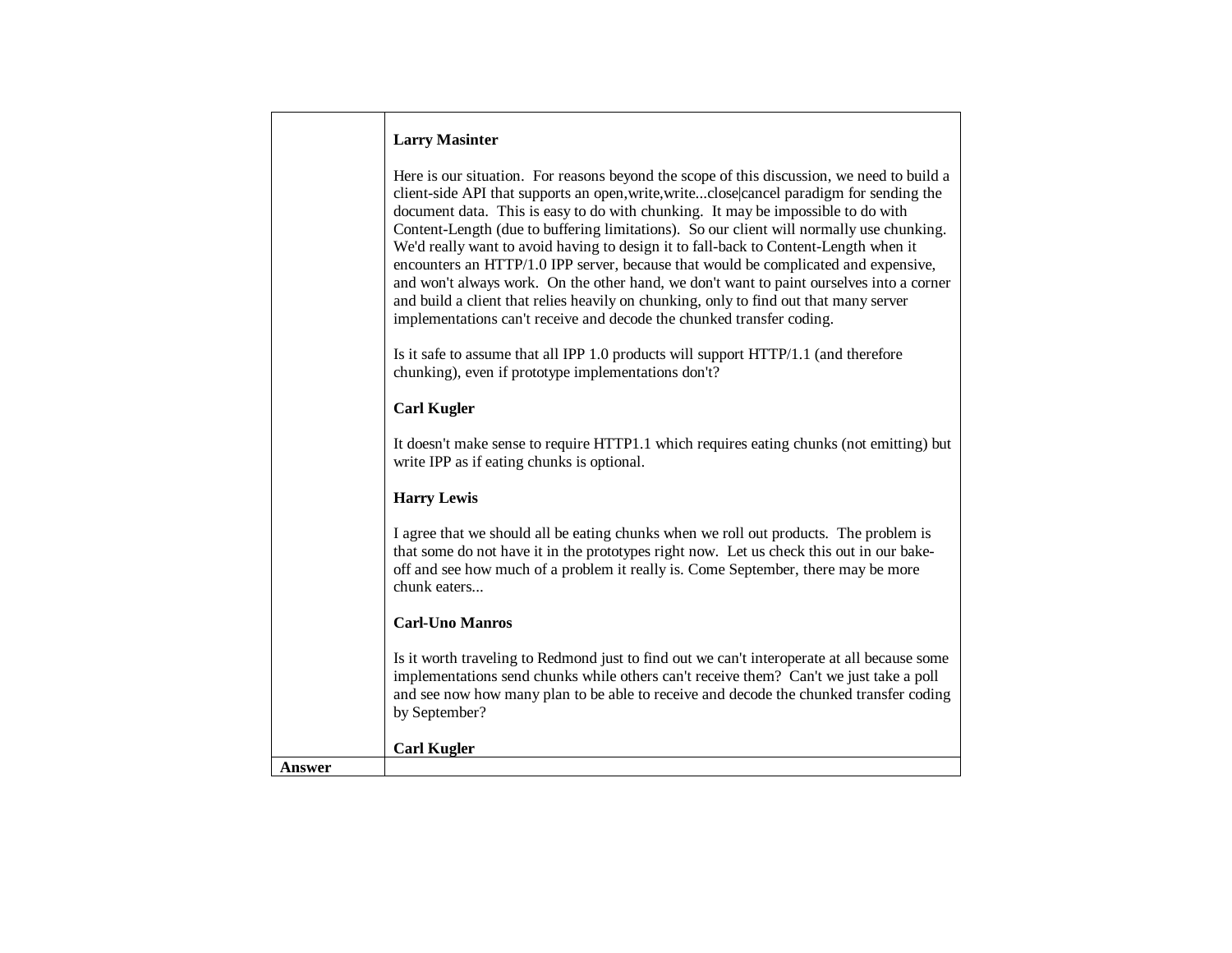| | |
|---|---|
| | **Larry Masinter**<br><br>Here is our situation. For reasons beyond the scope of this discussion, we need to build a client-side API that supports an open,write,write...close\|cancel paradigm for sending the document data. This is easy to do with chunking. It may be impossible to do with Content-Length (due to buffering limitations). So our client will normally use chunking. We'd really want to avoid having to design it to fall-back to Content-Length when it encounters an HTTP/1.0 IPP server, because that would be complicated and expensive, and won't always work. On the other hand, we don't want to paint ourselves into a corner and build a client that relies heavily on chunking, only to find out that many server implementations can't receive and decode the chunked transfer coding.<br><br>Is it safe to assume that all IPP 1.0 products will support HTTP/1.1 (and therefore chunking), even if prototype implementations don't?<br><br>**Carl Kugler**<br><br>It doesn't make sense to require HTTP1.1 which requires eating chunks (not emitting) but write IPP as if eating chunks is optional.<br><br>**Harry Lewis**<br><br>I agree that we should all be eating chunks when we roll out products. The problem is that some do not have it in the prototypes right now. Let us check this out in our bake-off and see how much of a problem it really is. Come September, there may be more chunk eaters...<br><br>**Carl-Uno Manros**<br><br>Is it worth traveling to Redmond just to find out we can't interoperate at all because some implementations send chunks while others can't receive them? Can't we just take a poll and see now how many plan to be able to receive and decode the chunked transfer coding by September?<br><br>**Carl Kugler** |
| **Answer** | |